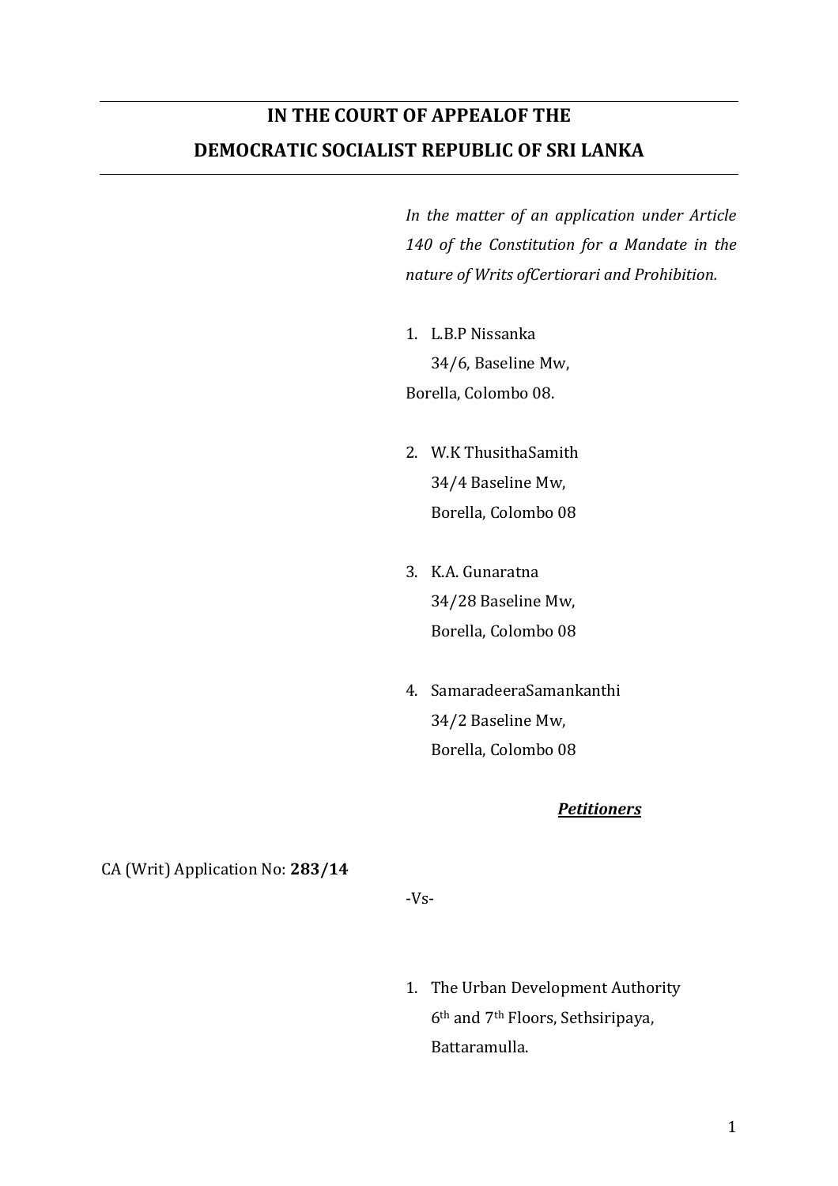# IN THE COURT OF APPEALOF THE
# DEMOCRATIC SOCIALIST REPUBLIC OF SRI LANKA

*In the matter of an application under Article 140 of the Constitution for a Mandate in the nature of Writs ofCertiorari and Prohibition.*

1. L.B.P Nissanka
   34/6, Baseline Mw,
   Borella, Colombo 08.

2. W.K ThusithaSamith
   34/4 Baseline Mw,
   Borella, Colombo 08

3. K.A. Gunaratna
   34/28 Baseline Mw,
   Borella, Colombo 08

4. SamaradeeraSamankanthi
   34/2 Baseline Mw,
   Borella, Colombo 08

***Petitioners***

CA (Writ) Application No: **283/14**

-Vs-

1. The Urban Development Authority
   6th and 7th Floors, Sethsiripaya,
   Battaramulla.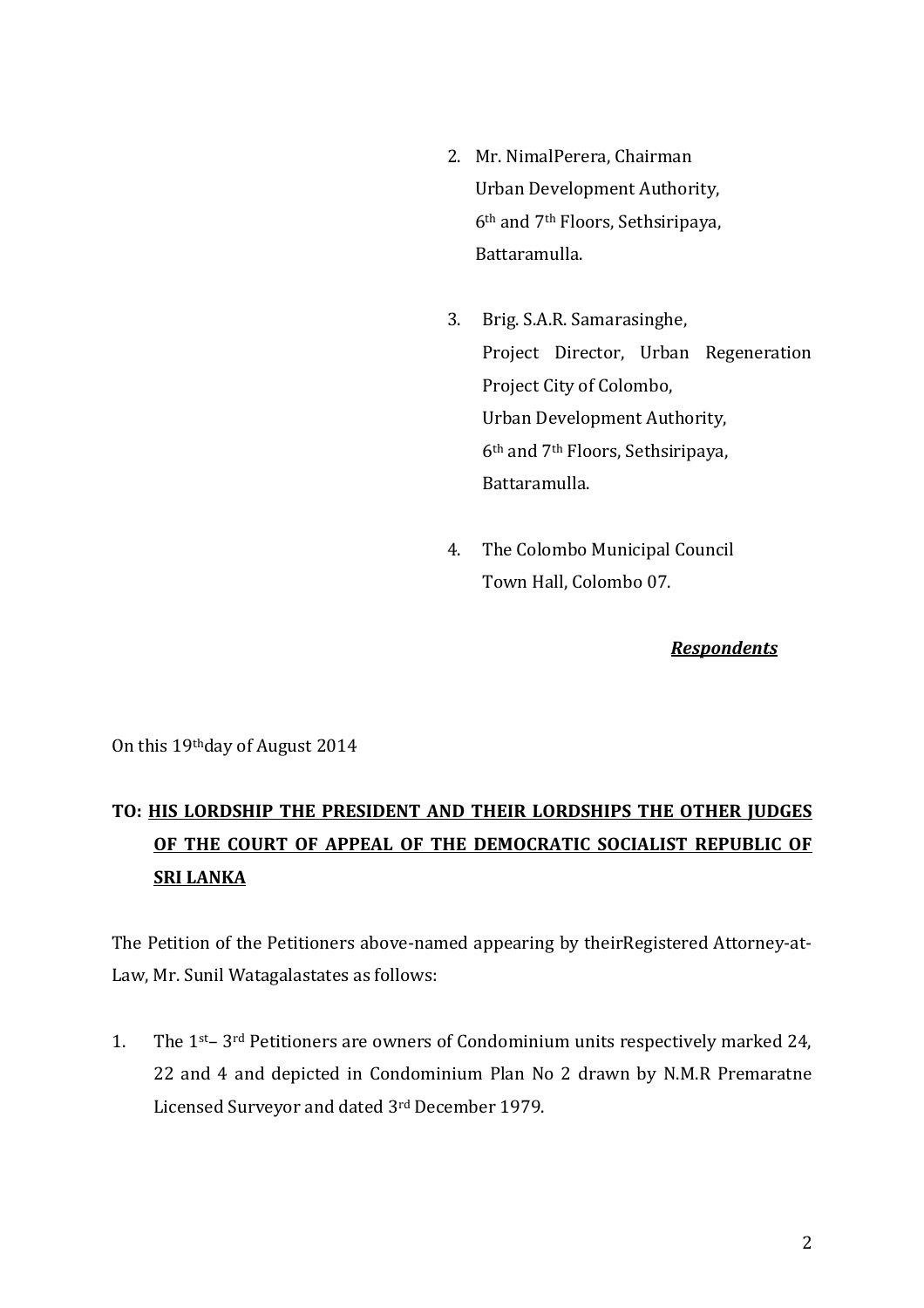2. Mr. NimalPerera, Chairman
   Urban Development Authority,
   6th and 7th Floors, Sethsiripaya,
   Battaramulla.

3. Brig. S.A.R. Samarasinghe,
   Project Director, Urban Regeneration Project City of Colombo,
   Urban Development Authority,
   6th and 7th Floors, Sethsiripaya,
   Battaramulla.

4. The Colombo Municipal Council
   Town Hall, Colombo 07.

***Respondents***

On this 19thday of August 2014

**TO: HIS LORDSHIP THE PRESIDENT AND THEIR LORDSHIPS THE OTHER JUDGES OF THE COURT OF APPEAL OF THE DEMOCRATIC SOCIALIST REPUBLIC OF SRI LANKA**

The Petition of the Petitioners above-named appearing by theirRegistered Attorney-at-Law, Mr. Sunil Watagalastates as follows:

1. The 1st– 3rd Petitioners are owners of Condominium units respectively marked 24, 22 and 4 and depicted in Condominium Plan No 2 drawn by N.M.R Premaratne Licensed Surveyor and dated 3rd December 1979.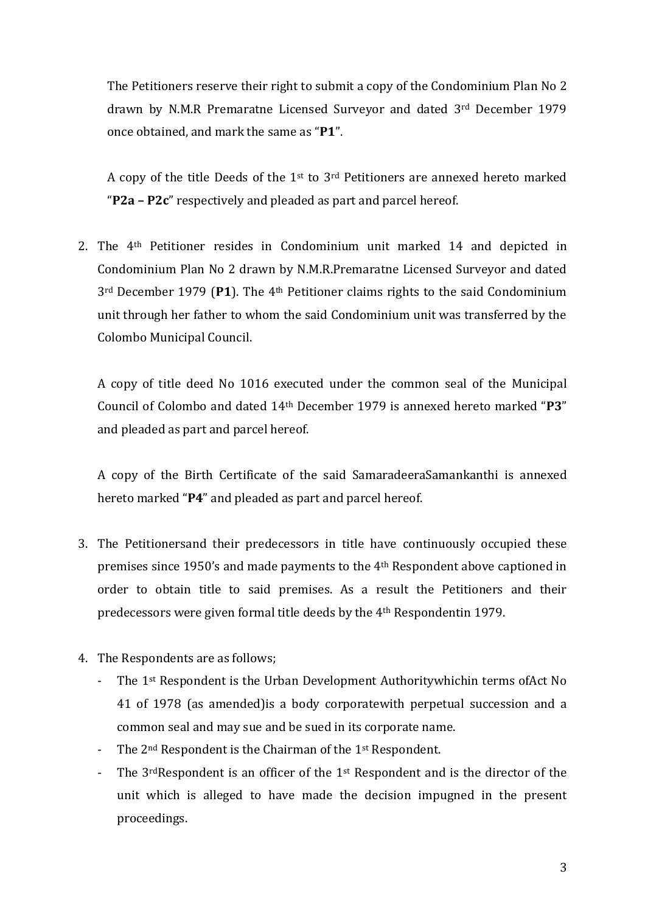The Petitioners reserve their right to submit a copy of the Condominium Plan No 2 drawn by N.M.R Premaratne Licensed Surveyor and dated 3rd December 1979 once obtained, and mark the same as "**P1**".

A copy of the title Deeds of the 1st to 3rd Petitioners are annexed hereto marked "**P2a – P2c**" respectively and pleaded as part and parcel hereof.

2. The 4th Petitioner resides in Condominium unit marked 14 and depicted in Condominium Plan No 2 drawn by N.M.R.Premaratne Licensed Surveyor and dated 3rd December 1979 (**P1**). The 4th Petitioner claims rights to the said Condominium unit through her father to whom the said Condominium unit was transferred by the Colombo Municipal Council.

   A copy of title deed No 1016 executed under the common seal of the Municipal Council of Colombo and dated 14th December 1979 is annexed hereto marked "**P3**" and pleaded as part and parcel hereof.

   A copy of the Birth Certificate of the said SamaradeeraSamankanthi is annexed hereto marked "**P4**" and pleaded as part and parcel hereof.

3. The Petitionersand their predecessors in title have continuously occupied these premises since 1950's and made payments to the 4th Respondent above captioned in order to obtain title to said premises. As a result the Petitioners and their predecessors were given formal title deeds by the 4th Respondentin 1979.

4. The Respondents are as follows;
   - The 1st Respondent is the Urban Development Authoritywhichin terms ofAct No 41 of 1978 (as amended)is a body corporatewith perpetual succession and a common seal and may sue and be sued in its corporate name.
   - The 2nd Respondent is the Chairman of the 1st Respondent.
   - The 3rdRespondent is an officer of the 1st Respondent and is the director of the unit which is alleged to have made the decision impugned in the present proceedings.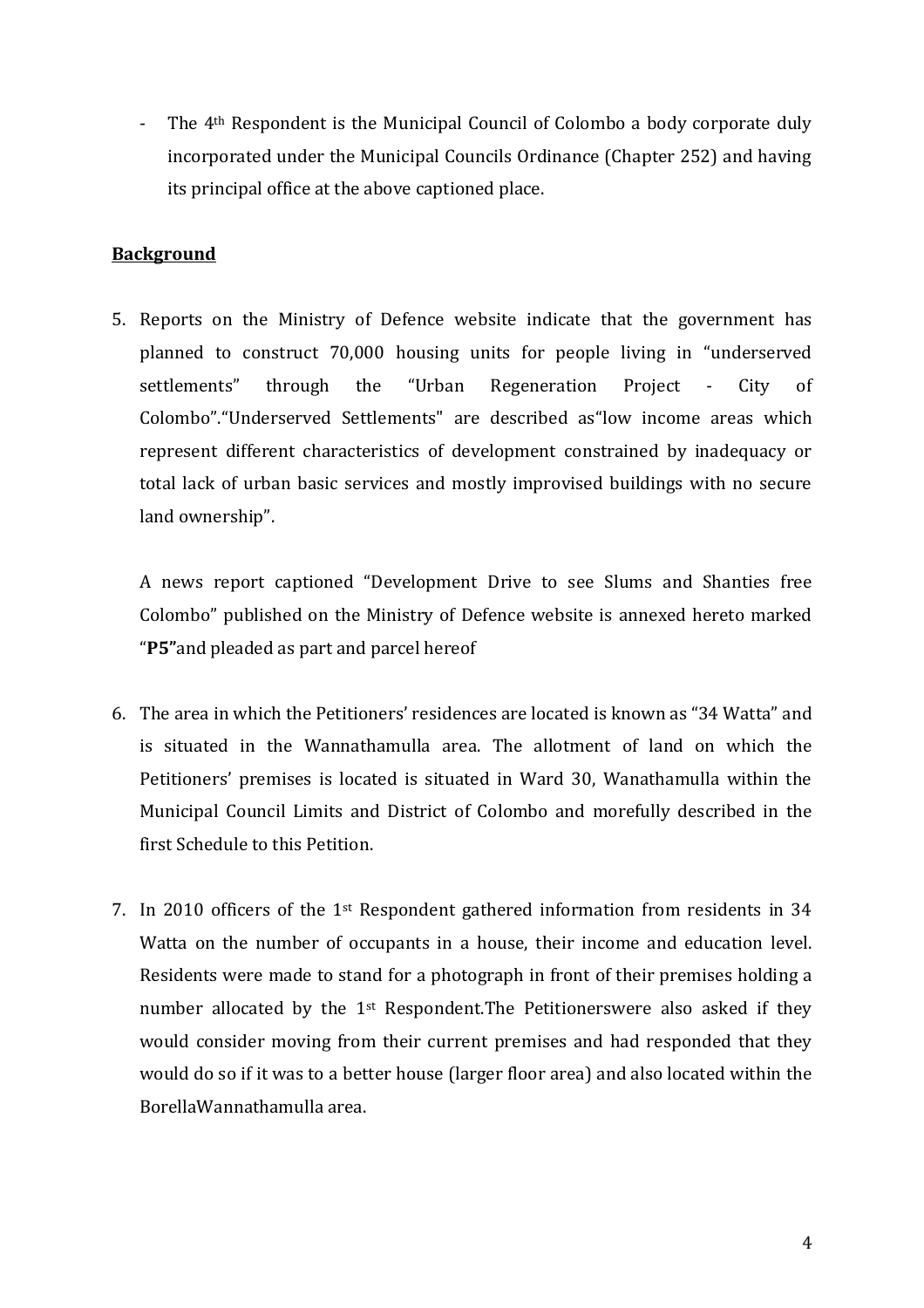- The 4th Respondent is the Municipal Council of Colombo a body corporate duly incorporated under the Municipal Councils Ordinance (Chapter 252) and having its principal office at the above captioned place.

**Background**

5. Reports on the Ministry of Defence website indicate that the government has planned to construct 70,000 housing units for people living in "underserved settlements" through the "Urban Regeneration Project - City of Colombo"."Underserved Settlements" are described as"low income areas which represent different characteristics of development constrained by inadequacy or total lack of urban basic services and mostly improvised buildings with no secure land ownership".

   A news report captioned "Development Drive to see Slums and Shanties free Colombo" published on the Ministry of Defence website is annexed hereto marked "**P5"**and pleaded as part and parcel hereof

6. The area in which the Petitioners' residences are located is known as "34 Watta" and is situated in the Wannathamulla area. The allotment of land on which the Petitioners' premises is located is situated in Ward 30, Wanathamulla within the Municipal Council Limits and District of Colombo and morefully described in the first Schedule to this Petition.

7. In 2010 officers of the 1st Respondent gathered information from residents in 34 Watta on the number of occupants in a house, their income and education level. Residents were made to stand for a photograph in front of their premises holding a number allocated by the 1st Respondent.The Petitionerswere also asked if they would consider moving from their current premises and had responded that they would do so if it was to a better house (larger floor area) and also located within the BorellaWannathamulla area.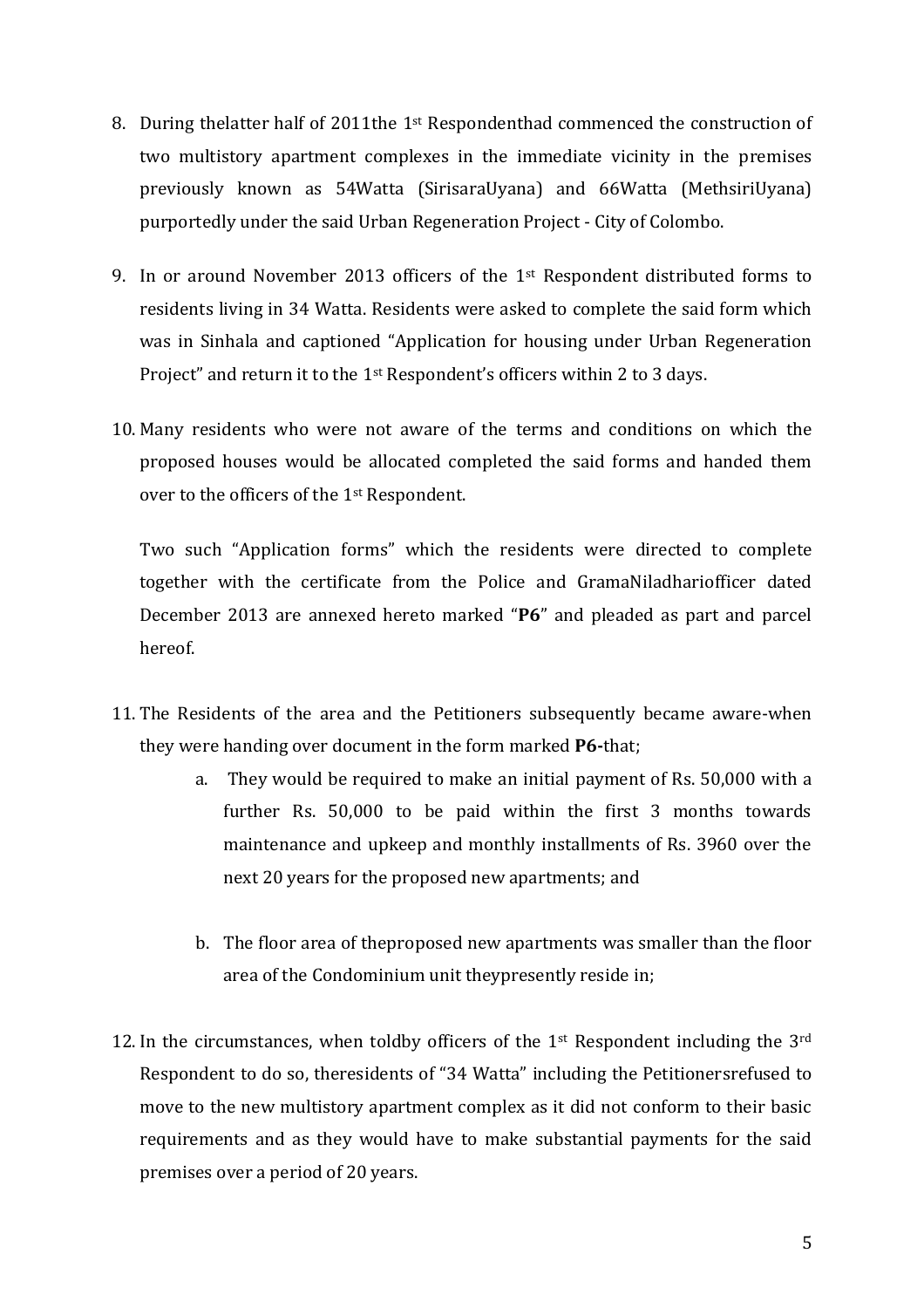8. During thelatter half of 2011the 1st Respondenthad commenced the construction of two multistory apartment complexes in the immediate vicinity in the premises previously known as 54Watta (SirisaraUyana) and 66Watta (MethsiriUyana) purportedly under the said Urban Regeneration Project - City of Colombo.

9. In or around November 2013 officers of the 1st Respondent distributed forms to residents living in 34 Watta. Residents were asked to complete the said form which was in Sinhala and captioned "Application for housing under Urban Regeneration Project" and return it to the 1st Respondent's officers within 2 to 3 days.

10. Many residents who were not aware of the terms and conditions on which the proposed houses would be allocated completed the said forms and handed them over to the officers of the 1st Respondent.

    Two such "Application forms" which the residents were directed to complete together with the certificate from the Police and GramaNiladhariofficer dated December 2013 are annexed hereto marked "**P6**" and pleaded as part and parcel hereof.

11. The Residents of the area and the Petitioners subsequently became aware-when they were handing over document in the form marked **P6-**that;

    a. They would be required to make an initial payment of Rs. 50,000 with a further Rs. 50,000 to be paid within the first 3 months towards maintenance and upkeep and monthly installments of Rs. 3960 over the next 20 years for the proposed new apartments; and

    b. The floor area of theproposed new apartments was smaller than the floor area of the Condominium unit theypresently reside in;

12. In the circumstances, when toldby officers of the 1st Respondent including the 3rd Respondent to do so, theresidents of "34 Watta" including the Petitionersrefused to move to the new multistory apartment complex as it did not conform to their basic requirements and as they would have to make substantial payments for the said premises over a period of 20 years.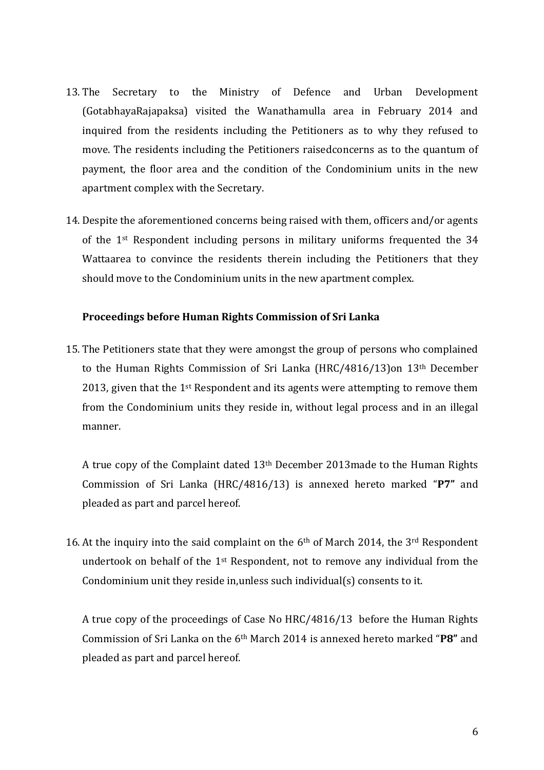13. The Secretary to the Ministry of Defence and Urban Development (GotabhayaRajapaksa) visited the Wanathamulla area in February 2014 and inquired from the residents including the Petitioners as to why they refused to move. The residents including the Petitioners raisedconcerns as to the quantum of payment, the floor area and the condition of the Condominium units in the new apartment complex with the Secretary.

14. Despite the aforementioned concerns being raised with them, officers and/or agents of the 1st Respondent including persons in military uniforms frequented the 34 Wattaarea to convince the residents therein including the Petitioners that they should move to the Condominium units in the new apartment complex.

**Proceedings before Human Rights Commission of Sri Lanka**

15. The Petitioners state that they were amongst the group of persons who complained to the Human Rights Commission of Sri Lanka (HRC/4816/13)on 13th December 2013, given that the 1st Respondent and its agents were attempting to remove them from the Condominium units they reside in, without legal process and in an illegal manner.

    A true copy of the Complaint dated 13th December 2013made to the Human Rights Commission of Sri Lanka (HRC/4816/13) is annexed hereto marked "**P7"** and pleaded as part and parcel hereof.

16. At the inquiry into the said complaint on the 6th of March 2014, the 3rd Respondent undertook on behalf of the 1st Respondent, not to remove any individual from the Condominium unit they reside in,unless such individual(s) consents to it.

    A true copy of the proceedings of Case No HRC/4816/13 before the Human Rights Commission of Sri Lanka on the 6th March 2014 is annexed hereto marked "**P8"** and pleaded as part and parcel hereof.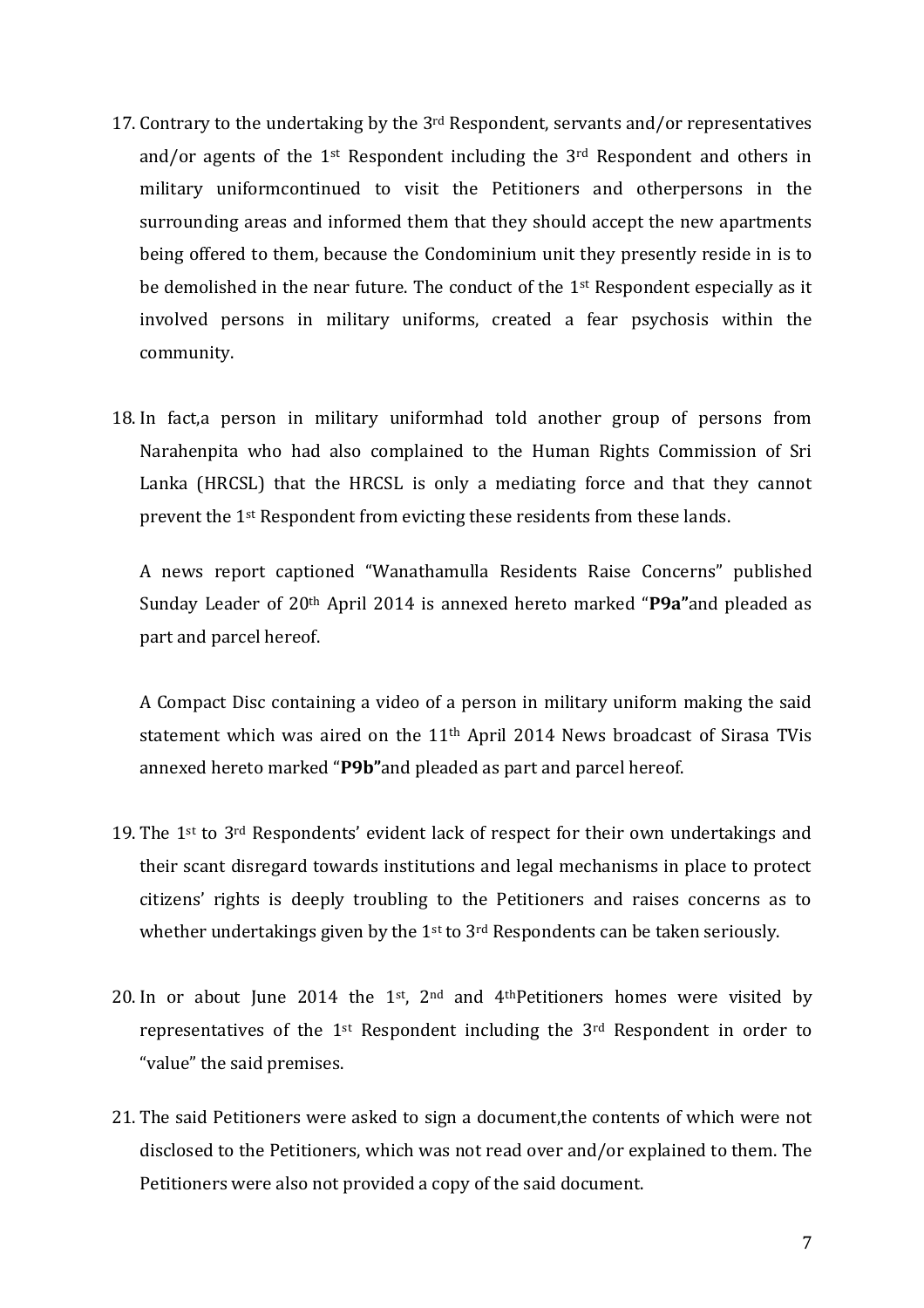17. Contrary to the undertaking by the 3rd Respondent, servants and/or representatives and/or agents of the 1st Respondent including the 3rd Respondent and others in military uniformcontinued to visit the Petitioners and otherpersons in the surrounding areas and informed them that they should accept the new apartments being offered to them, because the Condominium unit they presently reside in is to be demolished in the near future. The conduct of the 1st Respondent especially as it involved persons in military uniforms, created a fear psychosis within the community.

18. In fact,a person in military uniformhad told another group of persons from Narahenpita who had also complained to the Human Rights Commission of Sri Lanka (HRCSL) that the HRCSL is only a mediating force and that they cannot prevent the 1st Respondent from evicting these residents from these lands.

    A news report captioned "Wanathamulla Residents Raise Concerns" published Sunday Leader of 20th April 2014 is annexed hereto marked "**P9a"**and pleaded as part and parcel hereof.

    A Compact Disc containing a video of a person in military uniform making the said statement which was aired on the 11th April 2014 News broadcast of Sirasa TVis annexed hereto marked "**P9b"**and pleaded as part and parcel hereof.

19. The 1st to 3rd Respondents' evident lack of respect for their own undertakings and their scant disregard towards institutions and legal mechanisms in place to protect citizens' rights is deeply troubling to the Petitioners and raises concerns as to whether undertakings given by the 1st to 3rd Respondents can be taken seriously.

20. In or about June 2014 the 1st, 2nd and 4thPetitioners homes were visited by representatives of the 1st Respondent including the 3rd Respondent in order to "value" the said premises.

21. The said Petitioners were asked to sign a document,the contents of which were not disclosed to the Petitioners, which was not read over and/or explained to them. The Petitioners were also not provided a copy of the said document.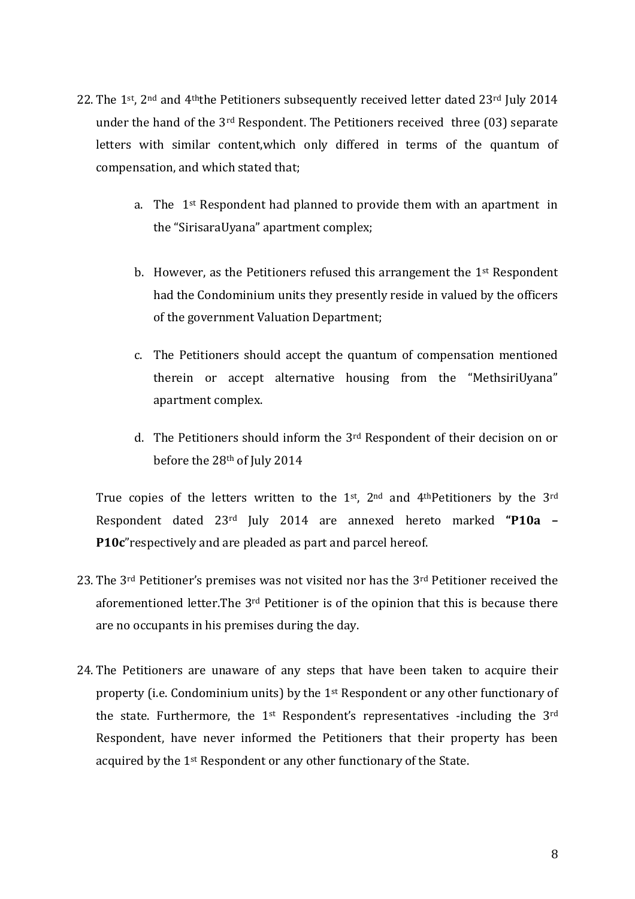22. The 1st, 2nd and 4ththe Petitioners subsequently received letter dated 23rd July 2014 under the hand of the 3rd Respondent. The Petitioners received three (03) separate letters with similar content,which only differed in terms of the quantum of compensation, and which stated that;

    a. The 1st Respondent had planned to provide them with an apartment in the "SirisaraUyana" apartment complex;

    b. However, as the Petitioners refused this arrangement the 1st Respondent had the Condominium units they presently reside in valued by the officers of the government Valuation Department;

    c. The Petitioners should accept the quantum of compensation mentioned therein or accept alternative housing from the "MethsiriUyana" apartment complex.

    d. The Petitioners should inform the 3rd Respondent of their decision on or before the 28th of July 2014

    True copies of the letters written to the 1st, 2nd and 4thPetitioners by the 3rd Respondent dated 23rd July 2014 are annexed hereto marked **"P10a – P10c"**respectively and are pleaded as part and parcel hereof.

23. The 3rd Petitioner's premises was not visited nor has the 3rd Petitioner received the aforementioned letter.The 3rd Petitioner is of the opinion that this is because there are no occupants in his premises during the day.

24. The Petitioners are unaware of any steps that have been taken to acquire their property (i.e. Condominium units) by the 1st Respondent or any other functionary of the state. Furthermore, the 1st Respondent's representatives -including the 3rd Respondent, have never informed the Petitioners that their property has been acquired by the 1st Respondent or any other functionary of the State.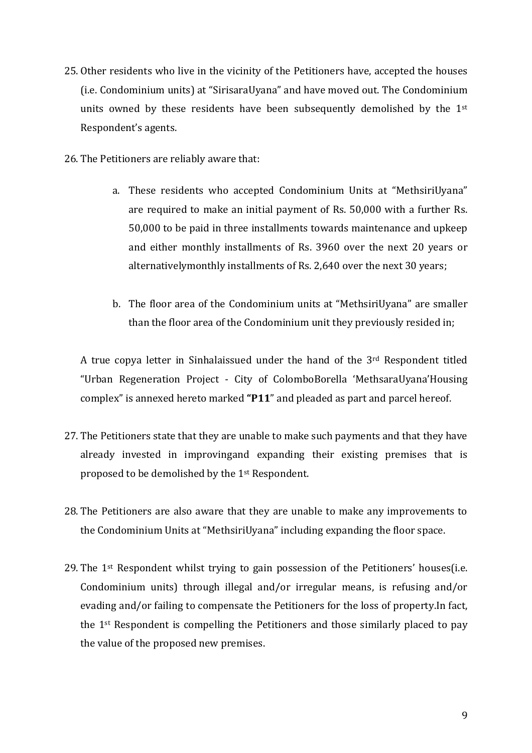25. Other residents who live in the vicinity of the Petitioners have, accepted the houses (i.e. Condominium units) at "SirisaraUyana" and have moved out. The Condominium units owned by these residents have been subsequently demolished by the 1st Respondent's agents.

26. The Petitioners are reliably aware that:

    a. These residents who accepted Condominium Units at "MethsiriUyana" are required to make an initial payment of Rs. 50,000 with a further Rs. 50,000 to be paid in three installments towards maintenance and upkeep and either monthly installments of Rs. 3960 over the next 20 years or alternativelymonthly installments of Rs. 2,640 over the next 30 years;

    b. The floor area of the Condominium units at "MethsiriUyana" are smaller than the floor area of the Condominium unit they previously resided in;

    A true copya letter in Sinhalaissued under the hand of the 3rd Respondent titled "Urban Regeneration Project - City of ColomboBorella 'MethsaraUyana'Housing complex" is annexed hereto marked **"P11"** and pleaded as part and parcel hereof.

27. The Petitioners state that they are unable to make such payments and that they have already invested in improvingand expanding their existing premises that is proposed to be demolished by the 1st Respondent.

28. The Petitioners are also aware that they are unable to make any improvements to the Condominium Units at "MethsiriUyana" including expanding the floor space.

29. The 1st Respondent whilst trying to gain possession of the Petitioners' houses(i.e. Condominium units) through illegal and/or irregular means, is refusing and/or evading and/or failing to compensate the Petitioners for the loss of property.In fact, the 1st Respondent is compelling the Petitioners and those similarly placed to pay the value of the proposed new premises.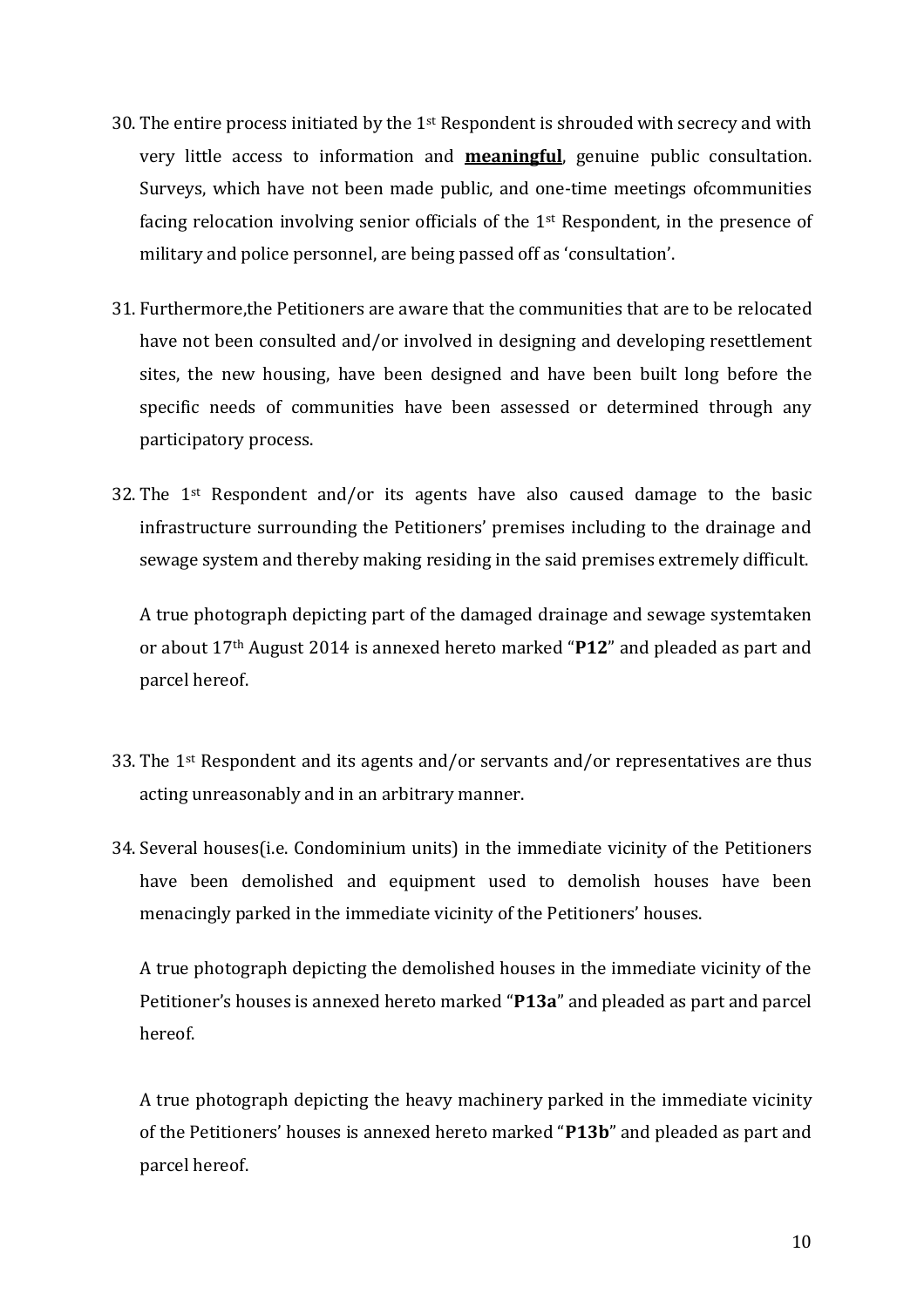30. The entire process initiated by the 1st Respondent is shrouded with secrecy and with very little access to information and **meaningful**, genuine public consultation. Surveys, which have not been made public, and one-time meetings ofcommunities facing relocation involving senior officials of the 1st Respondent, in the presence of military and police personnel, are being passed off as 'consultation'.

31. Furthermore,the Petitioners are aware that the communities that are to be relocated have not been consulted and/or involved in designing and developing resettlement sites, the new housing, have been designed and have been built long before the specific needs of communities have been assessed or determined through any participatory process.

32. The 1st Respondent and/or its agents have also caused damage to the basic infrastructure surrounding the Petitioners' premises including to the drainage and sewage system and thereby making residing in the said premises extremely difficult.

    A true photograph depicting part of the damaged drainage and sewage systemtaken or about 17th August 2014 is annexed hereto marked "**P12**" and pleaded as part and parcel hereof.

33. The 1st Respondent and its agents and/or servants and/or representatives are thus acting unreasonably and in an arbitrary manner.

34. Several houses(i.e. Condominium units) in the immediate vicinity of the Petitioners have been demolished and equipment used to demolish houses have been menacingly parked in the immediate vicinity of the Petitioners' houses.

    A true photograph depicting the demolished houses in the immediate vicinity of the Petitioner's houses is annexed hereto marked "**P13a**" and pleaded as part and parcel hereof.

    A true photograph depicting the heavy machinery parked in the immediate vicinity of the Petitioners' houses is annexed hereto marked "**P13b**" and pleaded as part and parcel hereof.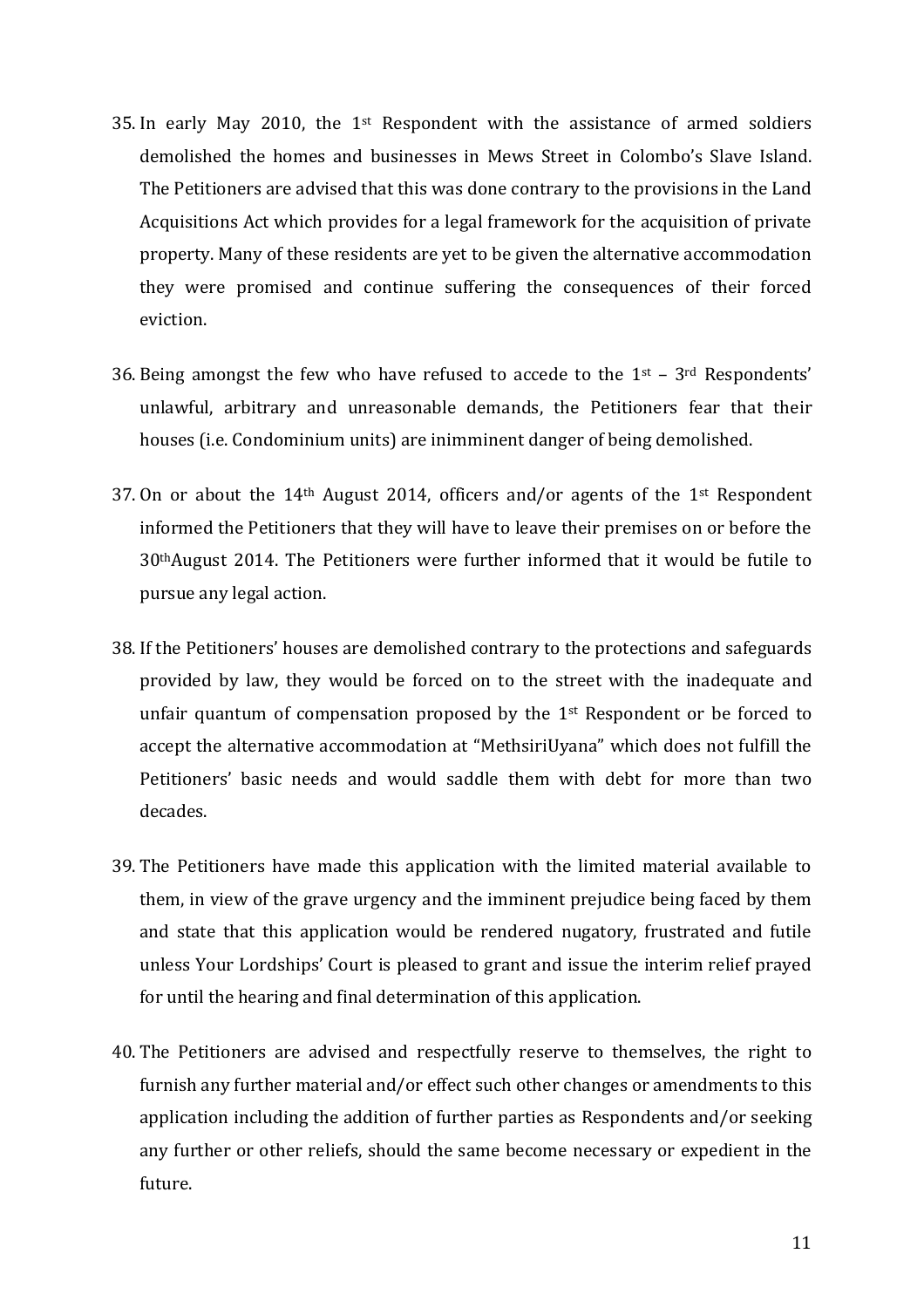35. In early May 2010, the 1st Respondent with the assistance of armed soldiers demolished the homes and businesses in Mews Street in Colombo's Slave Island. The Petitioners are advised that this was done contrary to the provisions in the Land Acquisitions Act which provides for a legal framework for the acquisition of private property. Many of these residents are yet to be given the alternative accommodation they were promised and continue suffering the consequences of their forced eviction.

36. Being amongst the few who have refused to accede to the 1st – 3rd Respondents' unlawful, arbitrary and unreasonable demands, the Petitioners fear that their houses (i.e. Condominium units) are inimminent danger of being demolished.

37. On or about the 14th August 2014, officers and/or agents of the 1st Respondent informed the Petitioners that they will have to leave their premises on or before the 30thAugust 2014. The Petitioners were further informed that it would be futile to pursue any legal action.

38. If the Petitioners' houses are demolished contrary to the protections and safeguards provided by law, they would be forced on to the street with the inadequate and unfair quantum of compensation proposed by the 1st Respondent or be forced to accept the alternative accommodation at "MethsiriUyana" which does not fulfill the Petitioners' basic needs and would saddle them with debt for more than two decades.

39. The Petitioners have made this application with the limited material available to them, in view of the grave urgency and the imminent prejudice being faced by them and state that this application would be rendered nugatory, frustrated and futile unless Your Lordships' Court is pleased to grant and issue the interim relief prayed for until the hearing and final determination of this application.

40. The Petitioners are advised and respectfully reserve to themselves, the right to furnish any further material and/or effect such other changes or amendments to this application including the addition of further parties as Respondents and/or seeking any further or other reliefs, should the same become necessary or expedient in the future.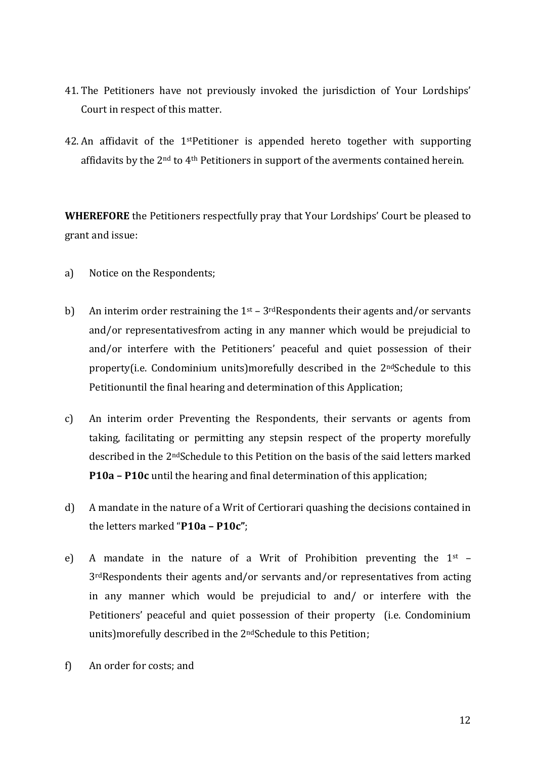41. The Petitioners have not previously invoked the jurisdiction of Your Lordships' Court in respect of this matter.

42. An affidavit of the 1st Petitioner is appended hereto together with supporting affidavits by the 2nd to 4th Petitioners in support of the averments contained herein.

**WHEREFORE** the Petitioners respectfully pray that Your Lordships' Court be pleased to grant and issue:

a) Notice on the Respondents;

b) An interim order restraining the 1st – 3rd Respondents their agents and/or servants and/or representativesfrom acting in any manner which would be prejudicial to and/or interfere with the Petitioners' peaceful and quiet possession of their property(i.e. Condominium units)morefully described in the 2nd Schedule to this Petitionuntil the final hearing and determination of this Application;

c) An interim order Preventing the Respondents, their servants or agents from taking, facilitating or permitting any stepsin respect of the property morefully described in the 2nd Schedule to this Petition on the basis of the said letters marked **P10a – P10c** until the hearing and final determination of this application;

d) A mandate in the nature of a Writ of Certiorari quashing the decisions contained in the letters marked "**P10a – P10c**";

e) A mandate in the nature of a Writ of Prohibition preventing the 1st – 3rd Respondents their agents and/or servants and/or representatives from acting in any manner which would be prejudicial to and/ or interfere with the Petitioners' peaceful and quiet possession of their property (i.e. Condominium units)morefully described in the 2nd Schedule to this Petition;

f) An order for costs; and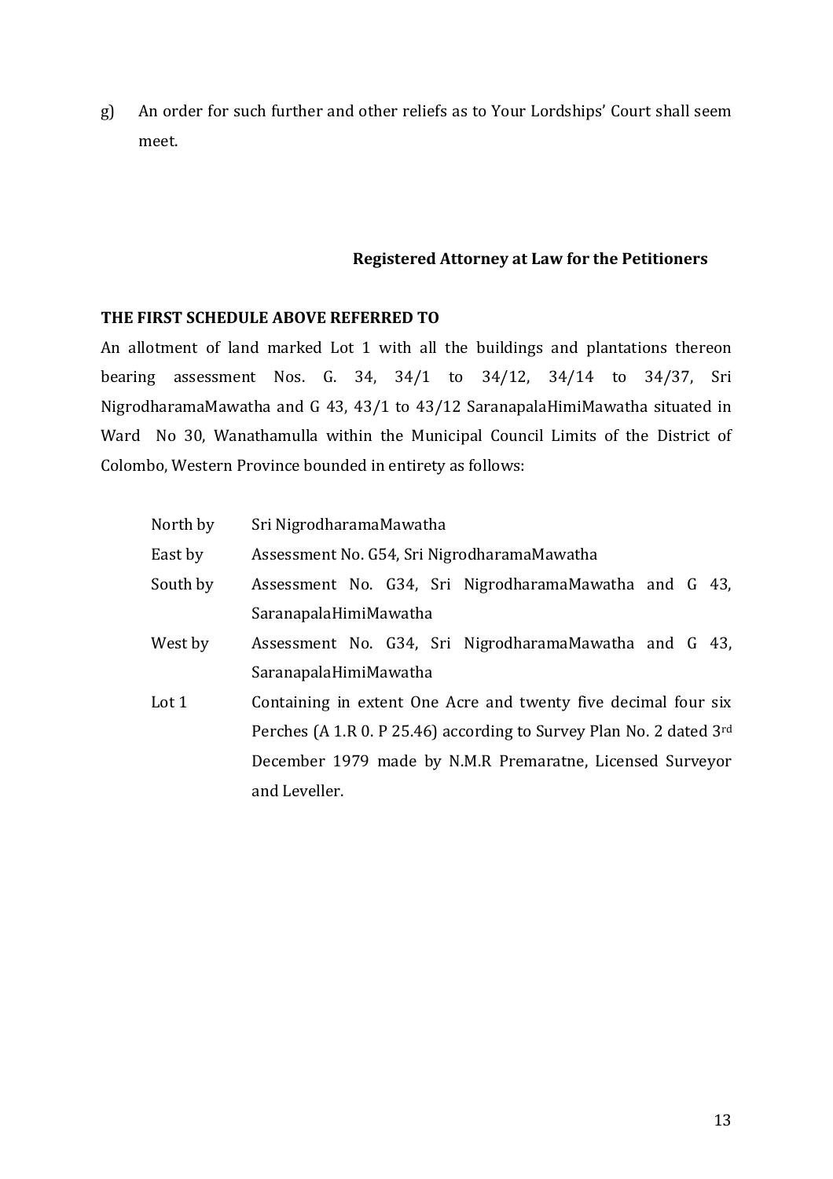g) An order for such further and other reliefs as to Your Lordships' Court shall seem meet.

**Registered Attorney at Law for the Petitioners**

**THE FIRST SCHEDULE ABOVE REFERRED TO**

An allotment of land marked Lot 1 with all the buildings and plantations thereon bearing assessment Nos. G. 34, 34/1 to 34/12, 34/14 to 34/37, Sri NigrodharamaMawatha and G 43, 43/1 to 43/12 SaranapalaHimiMawatha situated in Ward No 30, Wanathamulla within the Municipal Council Limits of the District of Colombo, Western Province bounded in entirety as follows:

| | |
|---|---|
| North by | Sri NigrodharamaMawatha |
| East by | Assessment No. G54, Sri NigrodharamaMawatha |
| South by | Assessment No. G34, Sri NigrodharamaMawatha and G 43, SaranapalaHimiMawatha |
| West by | Assessment No. G34, Sri NigrodharamaMawatha and G 43, SaranapalaHimiMawatha |
| Lot 1 | Containing in extent One Acre and twenty five decimal four six Perches (A 1.R 0. P 25.46) according to Survey Plan No. 2 dated 3rd December 1979 made by N.M.R Premaratne, Licensed Surveyor and Leveller. |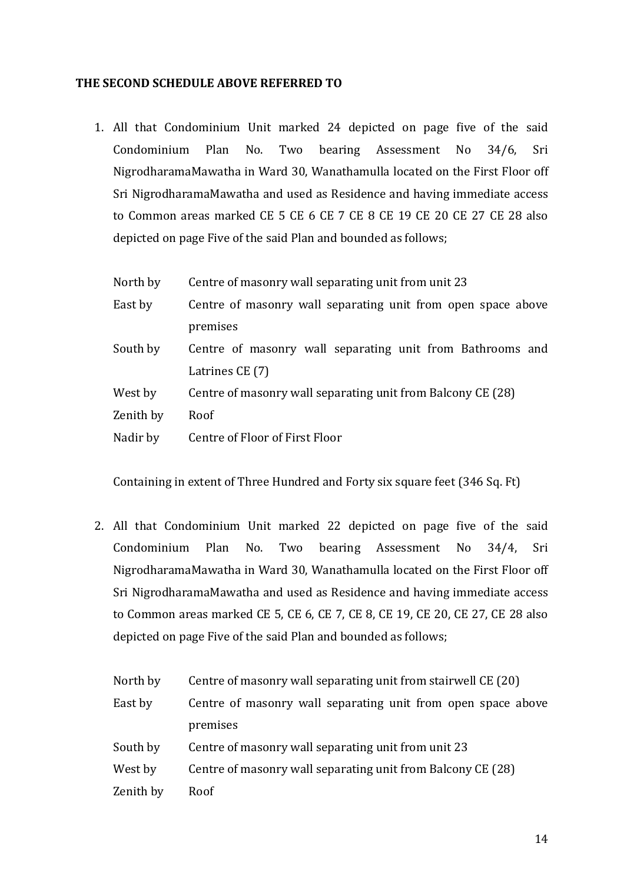**THE SECOND SCHEDULE ABOVE REFERRED TO**

1. All that Condominium Unit marked 24 depicted on page five of the said Condominium Plan No. Two bearing Assessment No 34/6, Sri NigrodharamaMawatha in Ward 30, Wanathamulla located on the First Floor off Sri NigrodharamaMawatha and used as Residence and having immediate access to Common areas marked CE 5 CE 6 CE 7 CE 8 CE 19 CE 20 CE 27 CE 28 also depicted on page Five of the said Plan and bounded as follows;

| | |
|---|---|
| North by | Centre of masonry wall separating unit from unit 23 |
| East by | Centre of masonry wall separating unit from open space above premises |
| South by | Centre of masonry wall separating unit from Bathrooms and Latrines CE (7) |
| West by | Centre of masonry wall separating unit from Balcony CE (28) |
| Zenith by | Roof |
| Nadir by | Centre of Floor of First Floor |

Containing in extent of Three Hundred and Forty six square feet (346 Sq. Ft)

2. All that Condominium Unit marked 22 depicted on page five of the said Condominium Plan No. Two bearing Assessment No 34/4, Sri NigrodharamaMawatha in Ward 30, Wanathamulla located on the First Floor off Sri NigrodharamaMawatha and used as Residence and having immediate access to Common areas marked CE 5, CE 6, CE 7, CE 8, CE 19, CE 20, CE 27, CE 28 also depicted on page Five of the said Plan and bounded as follows;

| | |
|---|---|
| North by | Centre of masonry wall separating unit from stairwell CE (20) |
| East by | Centre of masonry wall separating unit from open space above premises |
| South by | Centre of masonry wall separating unit from unit 23 |
| West by | Centre of masonry wall separating unit from Balcony CE (28) |
| Zenith by | Roof |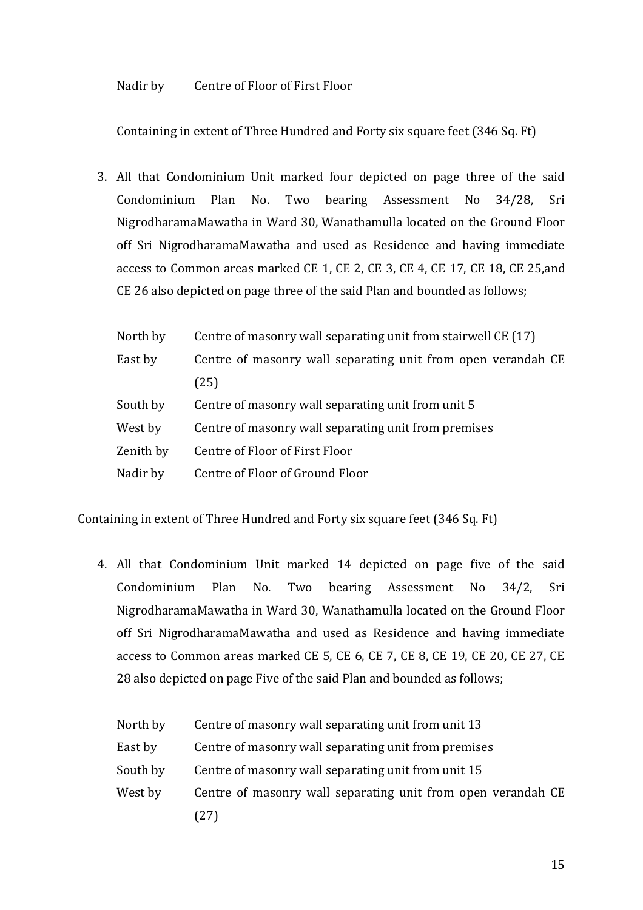Nadir by Centre of Floor of First Floor

Containing in extent of Three Hundred and Forty six square feet (346 Sq. Ft)

3. All that Condominium Unit marked four depicted on page three of the said Condominium Plan No. Two bearing Assessment No 34/28, Sri NigrodharamaMawatha in Ward 30, Wanathamulla located on the Ground Floor off Sri NigrodharamaMawatha and used as Residence and having immediate access to Common areas marked CE 1, CE 2, CE 3, CE 4, CE 17, CE 18, CE 25,and CE 26 also depicted on page three of the said Plan and bounded as follows;

| | |
|---|---|
| North by | Centre of masonry wall separating unit from stairwell CE (17) |
| East by | Centre of masonry wall separating unit from open verandah CE (25) |
| South by | Centre of masonry wall separating unit from unit 5 |
| West by | Centre of masonry wall separating unit from premises |
| Zenith by | Centre of Floor of First Floor |
| Nadir by | Centre of Floor of Ground Floor |

Containing in extent of Three Hundred and Forty six square feet (346 Sq. Ft)

4. All that Condominium Unit marked 14 depicted on page five of the said Condominium Plan No. Two bearing Assessment No 34/2, Sri NigrodharamaMawatha in Ward 30, Wanathamulla located on the Ground Floor off Sri NigrodharamaMawatha and used as Residence and having immediate access to Common areas marked CE 5, CE 6, CE 7, CE 8, CE 19, CE 20, CE 27, CE 28 also depicted on page Five of the said Plan and bounded as follows;

| | |
|---|---|
| North by | Centre of masonry wall separating unit from unit 13 |
| East by | Centre of masonry wall separating unit from premises |
| South by | Centre of masonry wall separating unit from unit 15 |
| West by | Centre of masonry wall separating unit from open verandah CE (27) |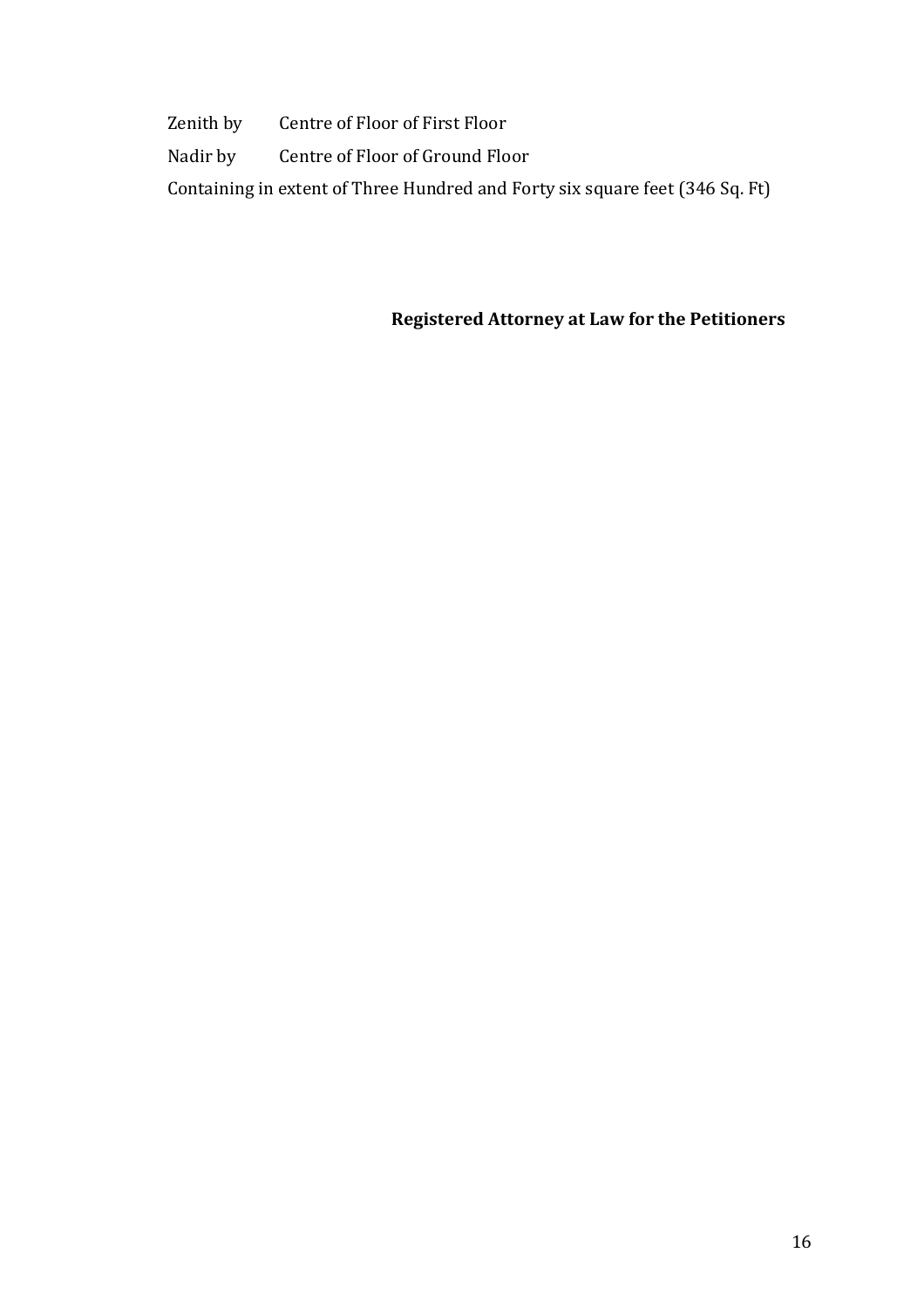Zenith by Centre of Floor of First Floor

Nadir by Centre of Floor of Ground Floor

Containing in extent of Three Hundred and Forty six square feet (346 Sq. Ft)

**Registered Attorney at Law for the Petitioners**